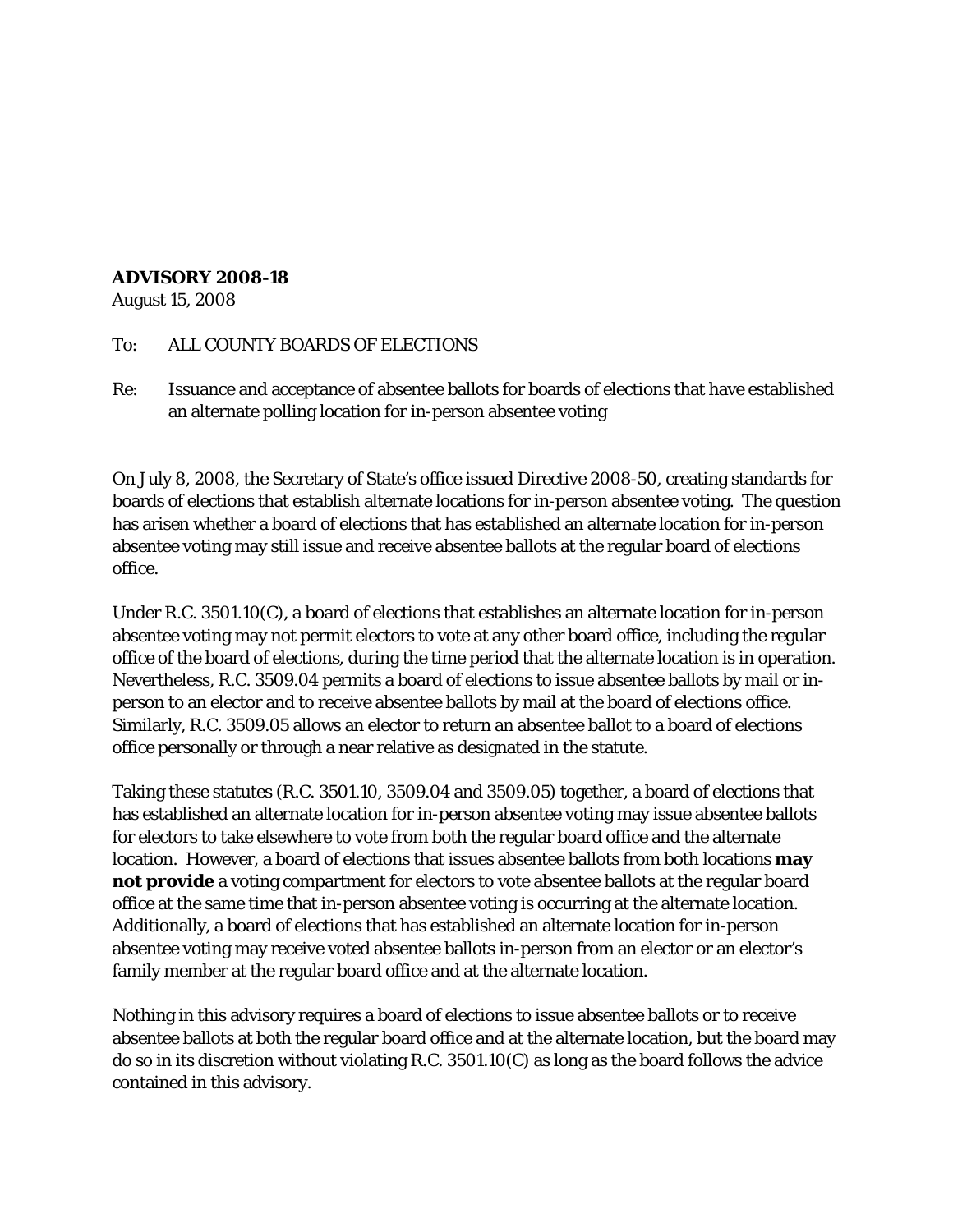**ADVISORY 2008-18**
August 15, 2008

To: ALL COUNTY BOARDS OF ELECTIONS

Re: Issuance and acceptance of absentee ballots for boards of elections that have established an alternate polling location for in-person absentee voting

On July 8, 2008, the Secretary of State's office issued Directive 2008-50, creating standards for boards of elections that establish alternate locations for in-person absentee voting. The question has arisen whether a board of elections that has established an alternate location for in-person absentee voting may still issue and receive absentee ballots at the regular board of elections office.

Under R.C. 3501.10(C), a board of elections that establishes an alternate location for in-person absentee voting may not permit electors to vote at any other board office, including the regular office of the board of elections, during the time period that the alternate location is in operation. Nevertheless, R.C. 3509.04 permits a board of elections to issue absentee ballots by mail or in-person to an elector and to receive absentee ballots by mail at the board of elections office. Similarly, R.C. 3509.05 allows an elector to return an absentee ballot to a board of elections office personally or through a near relative as designated in the statute.

Taking these statutes (R.C. 3501.10, 3509.04 and 3509.05) together, a board of elections that has established an alternate location for in-person absentee voting may issue absentee ballots for electors to take elsewhere to vote from both the regular board office and the alternate location. However, a board of elections that issues absentee ballots from both locations **may not provide** a voting compartment for electors to vote absentee ballots at the regular board office at the same time that in-person absentee voting is occurring at the alternate location. Additionally, a board of elections that has established an alternate location for in-person absentee voting may receive voted absentee ballots in-person from an elector or an elector's family member at the regular board office and at the alternate location.

Nothing in this advisory requires a board of elections to issue absentee ballots or to receive absentee ballots at both the regular board office and at the alternate location, but the board may do so in its discretion without violating R.C. 3501.10(C) as long as the board follows the advice contained in this advisory.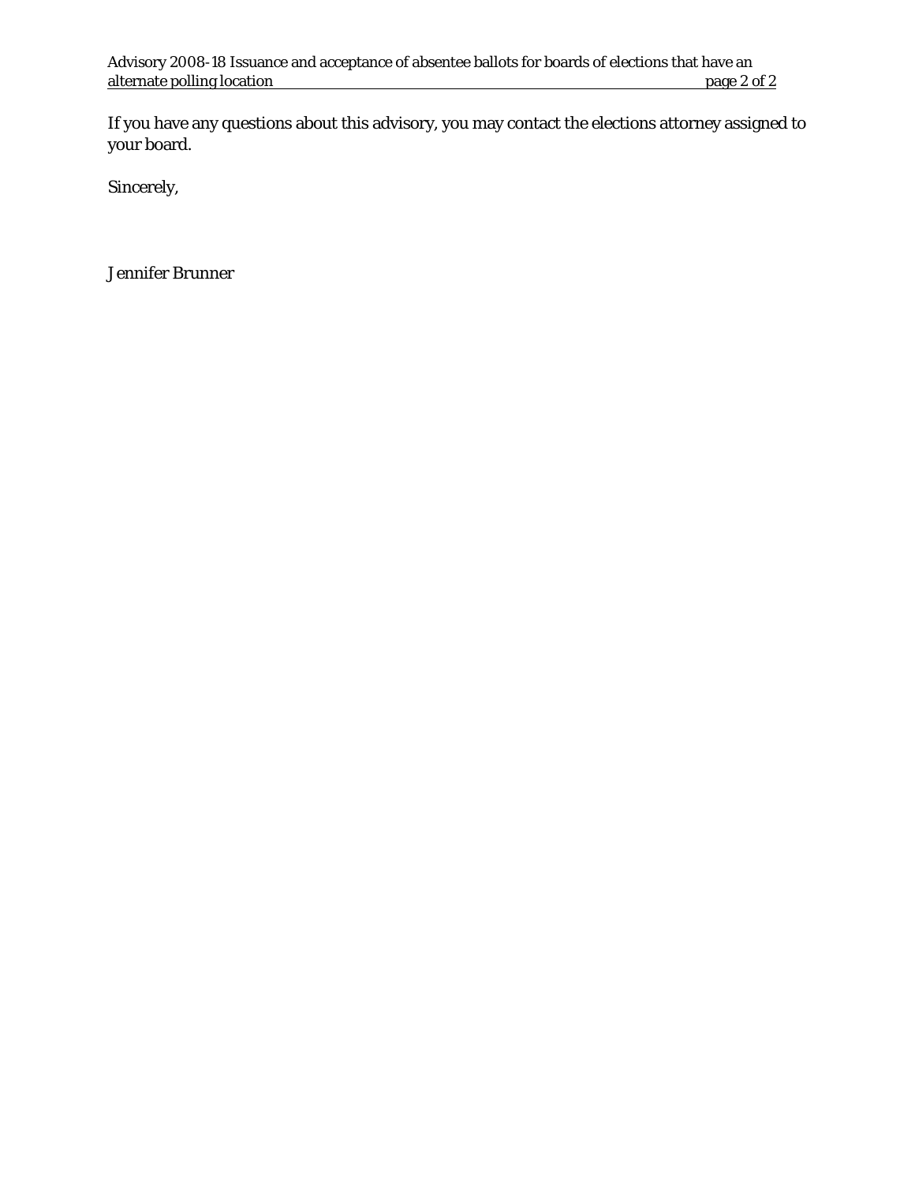If you have any questions about this advisory, you may contact the elections attorney assigned to your board.

Sincerely,

Jennifer Brunner